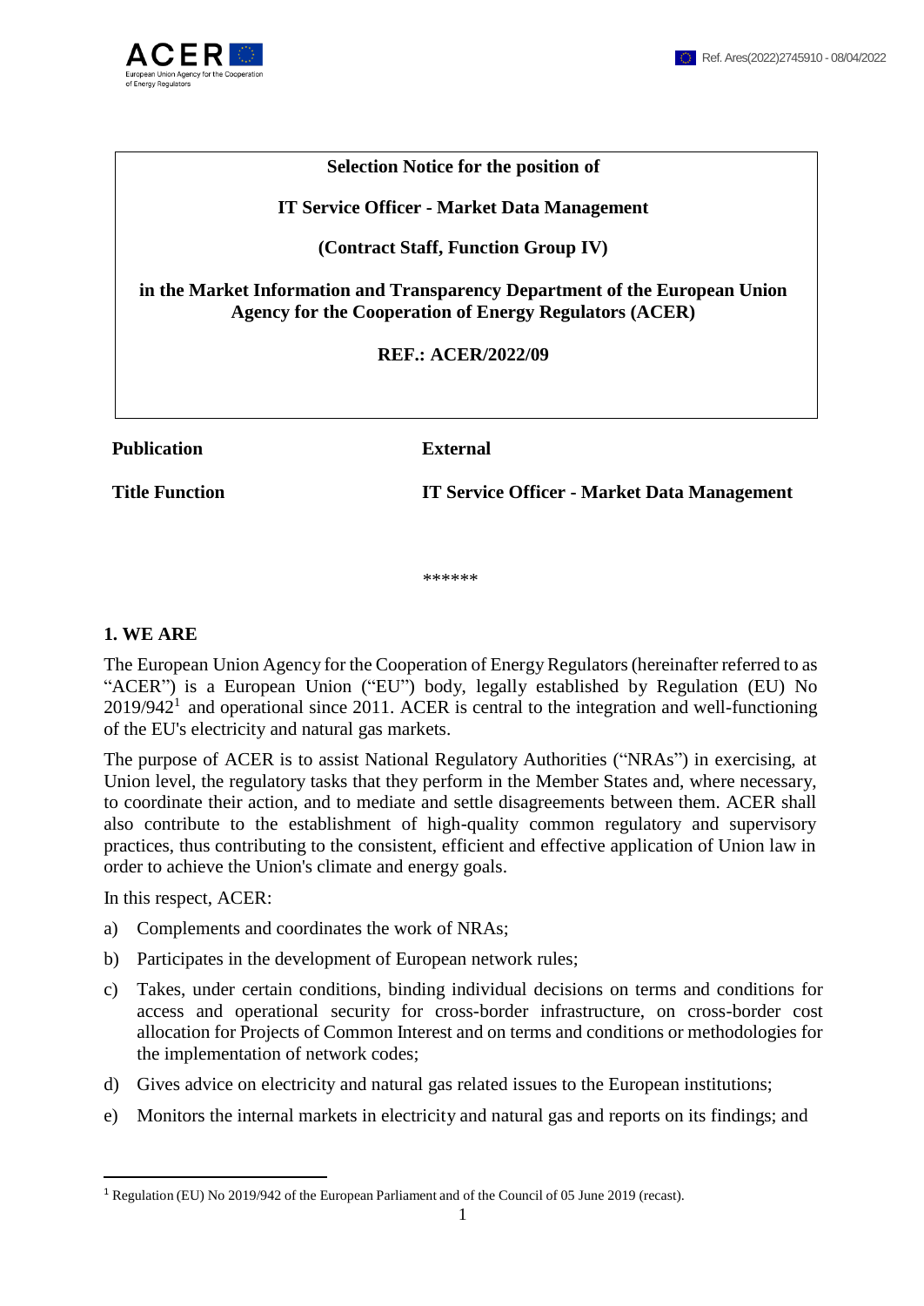**Selection Notice for the position of**

**IT Service Officer - Market Data Management**

**(Contract Staff, Function Group IV)**

**in the Market Information and Transparency Department of the European Union Agency for the Cooperation of Energy Regulators (ACER)**

**REF.: ACER/2022/09**

| | |
|---|---|
| **Publication** | **External** |
| **Title Function** | **IT Service Officer - Market Data Management** |

\*\*\*\*\*\*

## 1. WE ARE

The European Union Agency for the Cooperation of Energy Regulators (hereinafter referred to as "ACER") is a European Union ("EU") body, legally established by Regulation (EU) No 2019/942[1] and operational since 2011. ACER is central to the integration and well-functioning of the EU's electricity and natural gas markets.

The purpose of ACER is to assist National Regulatory Authorities ("NRAs") in exercising, at Union level, the regulatory tasks that they perform in the Member States and, where necessary, to coordinate their action, and to mediate and settle disagreements between them. ACER shall also contribute to the establishment of high-quality common regulatory and supervisory practices, thus contributing to the consistent, efficient and effective application of Union law in order to achieve the Union's climate and energy goals.

In this respect, ACER:

a) Complements and coordinates the work of NRAs;

b) Participates in the development of European network rules;

c) Takes, under certain conditions, binding individual decisions on terms and conditions for access and operational security for cross-border infrastructure, on cross-border cost allocation for Projects of Common Interest and on terms and conditions or methodologies for the implementation of network codes;

d) Gives advice on electricity and natural gas related issues to the European institutions;

e) Monitors the internal markets in electricity and natural gas and reports on its findings; and

[1] Regulation (EU) No 2019/942 of the European Parliament and of the Council of 05 June 2019 (recast).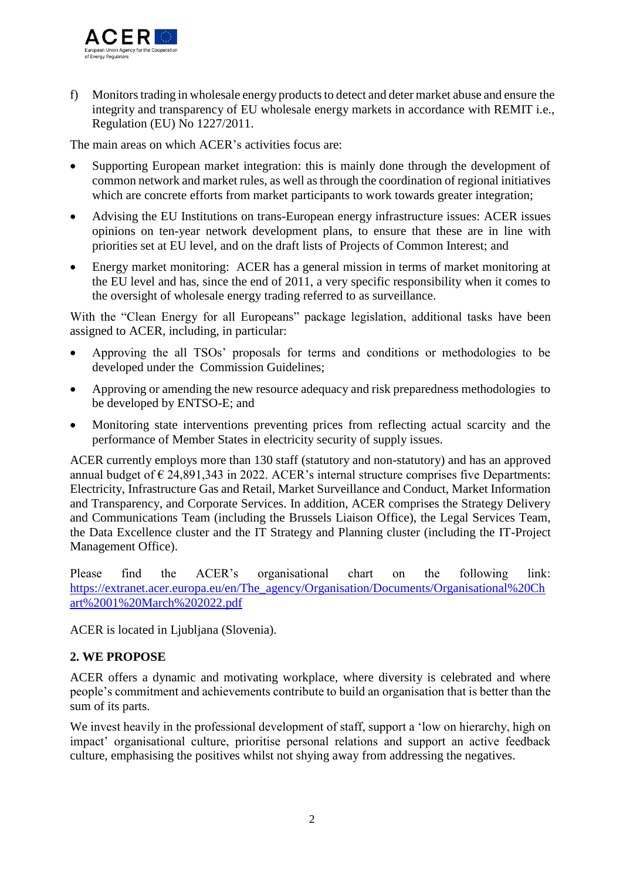f) Monitors trading in wholesale energy products to detect and deter market abuse and ensure the integrity and transparency of EU wholesale energy markets in accordance with REMIT i.e., Regulation (EU) No 1227/2011.

The main areas on which ACER's activities focus are:

- Supporting European market integration: this is mainly done through the development of common network and market rules, as well as through the coordination of regional initiatives which are concrete efforts from market participants to work towards greater integration;
- Advising the EU Institutions on trans-European energy infrastructure issues: ACER issues opinions on ten-year network development plans, to ensure that these are in line with priorities set at EU level, and on the draft lists of Projects of Common Interest; and
- Energy market monitoring: ACER has a general mission in terms of market monitoring at the EU level and has, since the end of 2011, a very specific responsibility when it comes to the oversight of wholesale energy trading referred to as surveillance.

With the "Clean Energy for all Europeans" package legislation, additional tasks have been assigned to ACER, including, in particular:

- Approving the all TSOs' proposals for terms and conditions or methodologies to be developed under the Commission Guidelines;
- Approving or amending the new resource adequacy and risk preparedness methodologies to be developed by ENTSO-E; and
- Monitoring state interventions preventing prices from reflecting actual scarcity and the performance of Member States in electricity security of supply issues.

ACER currently employs more than 130 staff (statutory and non-statutory) and has an approved annual budget of € 24,891,343 in 2022. ACER's internal structure comprises five Departments: Electricity, Infrastructure Gas and Retail, Market Surveillance and Conduct, Market Information and Transparency, and Corporate Services. In addition, ACER comprises the Strategy Delivery and Communications Team (including the Brussels Liaison Office), the Legal Services Team, the Data Excellence cluster and the IT Strategy and Planning cluster (including the IT-Project Management Office).

Please find the ACER's organisational chart on the following link: https://extranet.acer.europa.eu/en/The_agency/Organisation/Documents/Organisational%20Chart%2001%20March%202022.pdf

ACER is located in Ljubljana (Slovenia).

## 2. WE PROPOSE

ACER offers a dynamic and motivating workplace, where diversity is celebrated and where people's commitment and achievements contribute to build an organisation that is better than the sum of its parts.

We invest heavily in the professional development of staff, support a 'low on hierarchy, high on impact' organisational culture, prioritise personal relations and support an active feedback culture, emphasising the positives whilst not shying away from addressing the negatives.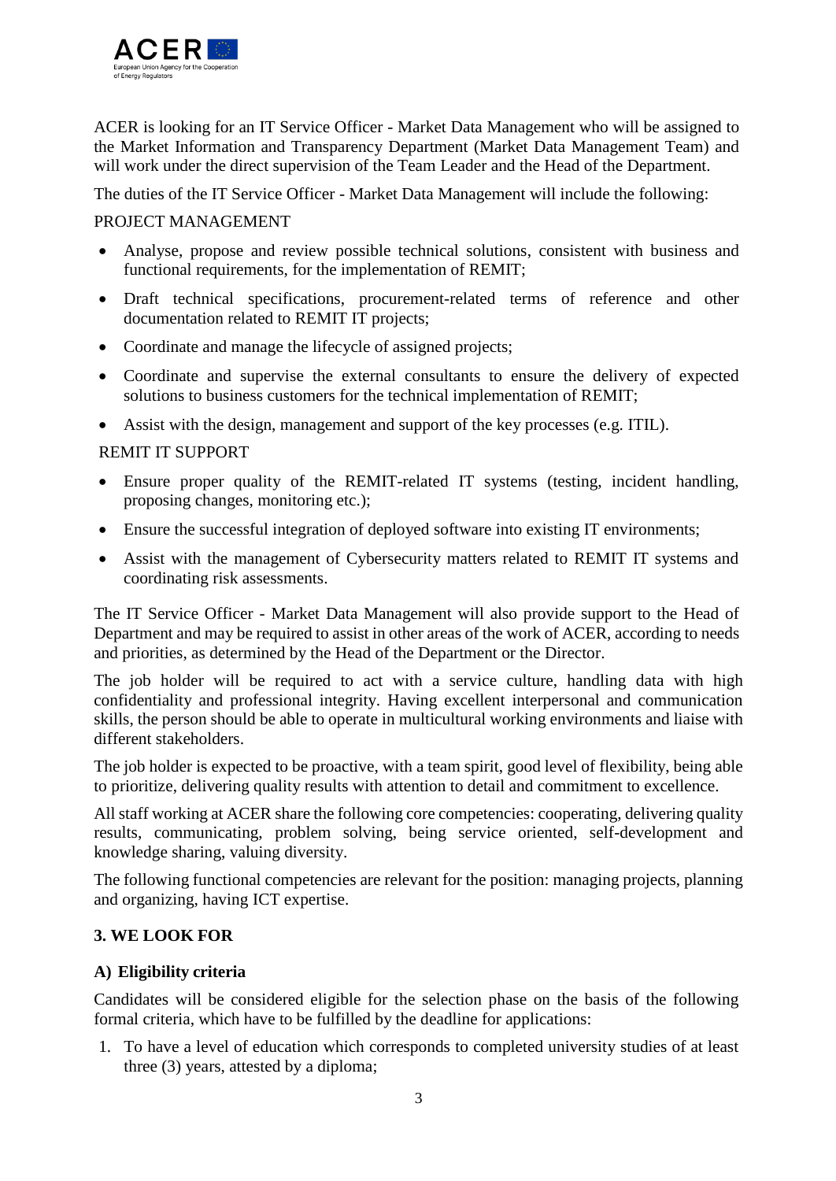ACER is looking for an IT Service Officer - Market Data Management who will be assigned to the Market Information and Transparency Department (Market Data Management Team) and will work under the direct supervision of the Team Leader and the Head of the Department.

The duties of the IT Service Officer - Market Data Management will include the following:

PROJECT MANAGEMENT

- Analyse, propose and review possible technical solutions, consistent with business and functional requirements, for the implementation of REMIT;
- Draft technical specifications, procurement-related terms of reference and other documentation related to REMIT IT projects;
- Coordinate and manage the lifecycle of assigned projects;
- Coordinate and supervise the external consultants to ensure the delivery of expected solutions to business customers for the technical implementation of REMIT;
- Assist with the design, management and support of the key processes (e.g. ITIL).

REMIT IT SUPPORT

- Ensure proper quality of the REMIT-related IT systems (testing, incident handling, proposing changes, monitoring etc.);
- Ensure the successful integration of deployed software into existing IT environments;
- Assist with the management of Cybersecurity matters related to REMIT IT systems and coordinating risk assessments.

The IT Service Officer - Market Data Management will also provide support to the Head of Department and may be required to assist in other areas of the work of ACER, according to needs and priorities, as determined by the Head of the Department or the Director.

The job holder will be required to act with a service culture, handling data with high confidentiality and professional integrity. Having excellent interpersonal and communication skills, the person should be able to operate in multicultural working environments and liaise with different stakeholders.

The job holder is expected to be proactive, with a team spirit, good level of flexibility, being able to prioritize, delivering quality results with attention to detail and commitment to excellence.

All staff working at ACER share the following core competencies: cooperating, delivering quality results, communicating, problem solving, being service oriented, self-development and knowledge sharing, valuing diversity.

The following functional competencies are relevant for the position: managing projects, planning and organizing, having ICT expertise.

## 3. WE LOOK FOR

### A) Eligibility criteria

Candidates will be considered eligible for the selection phase on the basis of the following formal criteria, which have to be fulfilled by the deadline for applications:

1. To have a level of education which corresponds to completed university studies of at least three (3) years, attested by a diploma;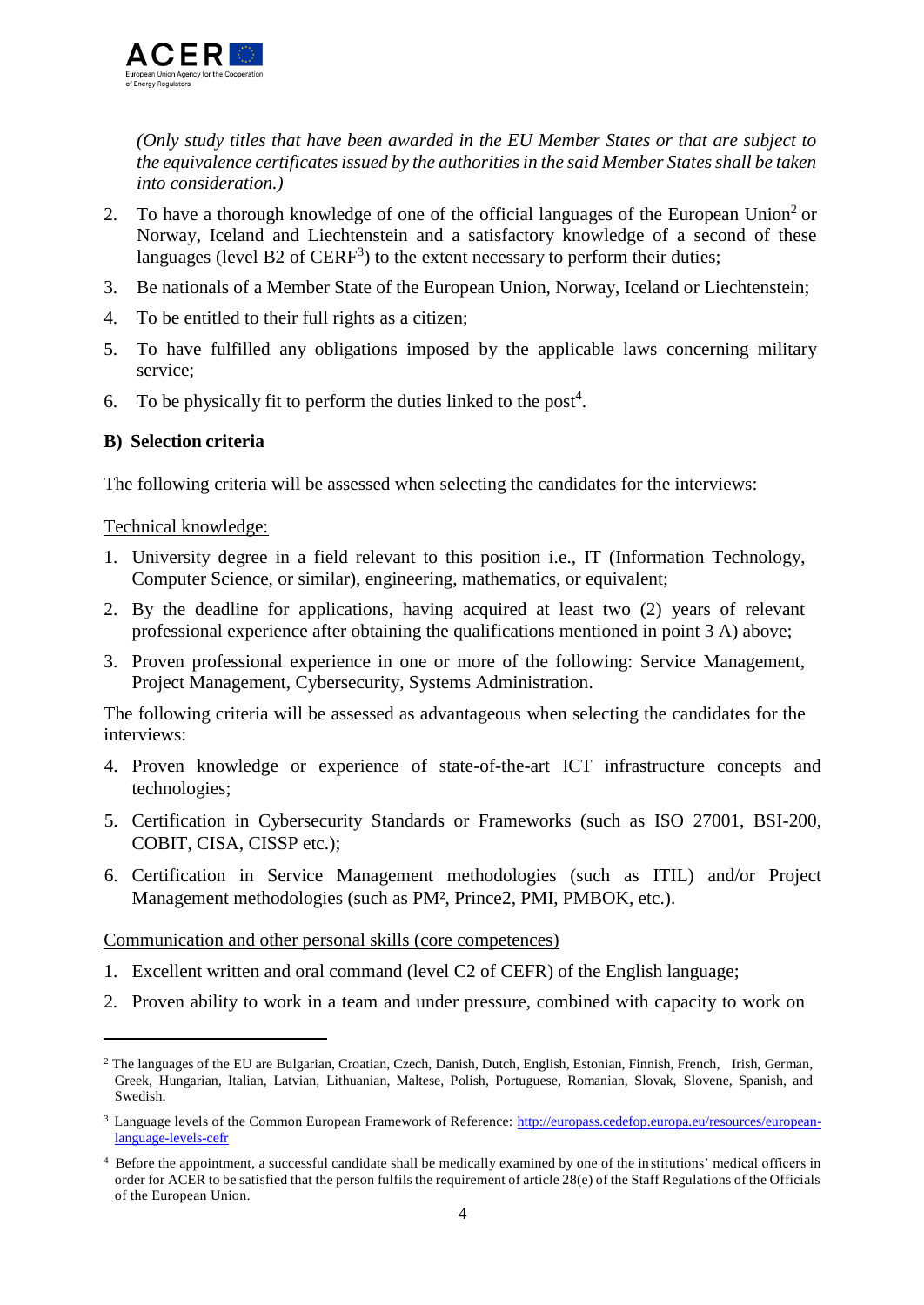*(Only study titles that have been awarded in the EU Member States or that are subject to the equivalence certificates issued by the authorities in the said Member States shall be taken into consideration.)*

2. To have a thorough knowledge of one of the official languages of the European Union[2] or Norway, Iceland and Liechtenstein and a satisfactory knowledge of a second of these languages (level B2 of CERF[3]) to the extent necessary to perform their duties;
3. Be nationals of a Member State of the European Union, Norway, Iceland or Liechtenstein;
4. To be entitled to their full rights as a citizen;
5. To have fulfilled any obligations imposed by the applicable laws concerning military service;
6. To be physically fit to perform the duties linked to the post[4].

**B) Selection criteria**

The following criteria will be assessed when selecting the candidates for the interviews:

Technical knowledge:

1. University degree in a field relevant to this position i.e., IT (Information Technology, Computer Science, or similar), engineering, mathematics, or equivalent;
2. By the deadline for applications, having acquired at least two (2) years of relevant professional experience after obtaining the qualifications mentioned in point 3 A) above;
3. Proven professional experience in one or more of the following: Service Management, Project Management, Cybersecurity, Systems Administration.

The following criteria will be assessed as advantageous when selecting the candidates for the interviews:

4. Proven knowledge or experience of state-of-the-art ICT infrastructure concepts and technologies;
5. Certification in Cybersecurity Standards or Frameworks (such as ISO 27001, BSI-200, COBIT, CISA, CISSP etc.);
6. Certification in Service Management methodologies (such as ITIL) and/or Project Management methodologies (such as PM², Prince2, PMI, PMBOK, etc.).

Communication and other personal skills (core competences)

1. Excellent written and oral command (level C2 of CEFR) of the English language;
2. Proven ability to work in a team and under pressure, combined with capacity to work on

---

[2] The languages of the EU are Bulgarian, Croatian, Czech, Danish, Dutch, English, Estonian, Finnish, French, Irish, German, Greek, Hungarian, Italian, Latvian, Lithuanian, Maltese, Polish, Portuguese, Romanian, Slovak, Slovene, Spanish, and Swedish.

[3] Language levels of the Common European Framework of Reference: http://europass.cedefop.europa.eu/resources/european-language-levels-cefr

[4] Before the appointment, a successful candidate shall be medically examined by one of the institutions' medical officers in order for ACER to be satisfied that the person fulfils the requirement of article 28(e) of the Staff Regulations of the Officials of the European Union.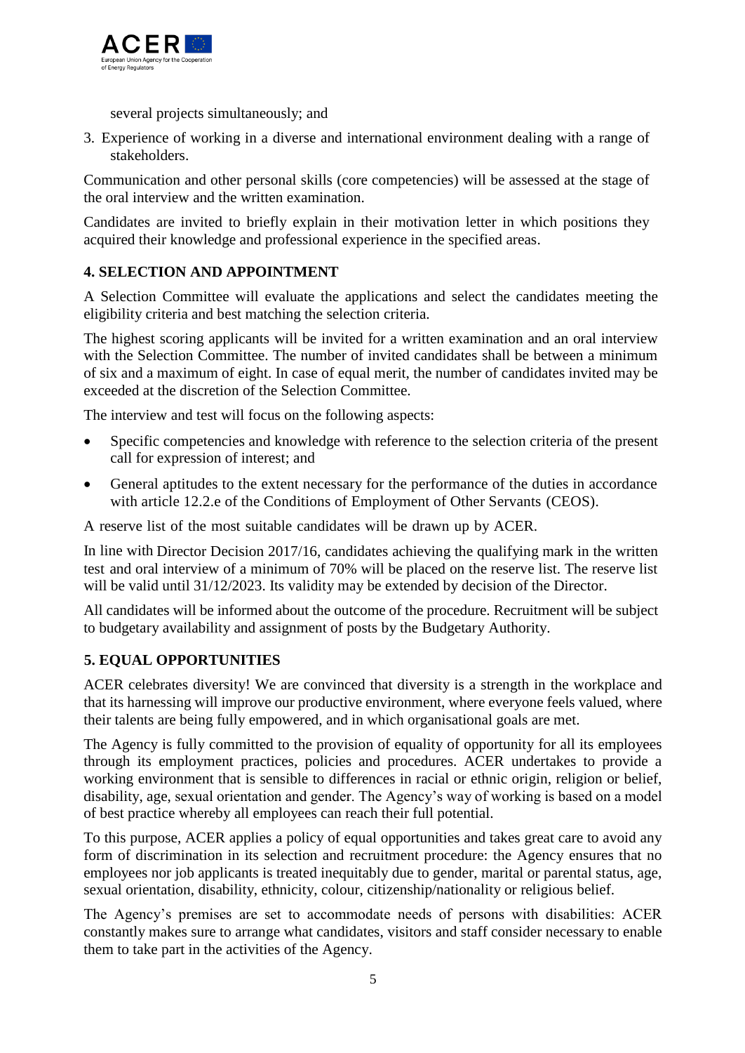several projects simultaneously; and

3. Experience of working in a diverse and international environment dealing with a range of stakeholders.

Communication and other personal skills (core competencies) will be assessed at the stage of the oral interview and the written examination.

Candidates are invited to briefly explain in their motivation letter in which positions they acquired their knowledge and professional experience in the specified areas.

## 4. SELECTION AND APPOINTMENT

A Selection Committee will evaluate the applications and select the candidates meeting the eligibility criteria and best matching the selection criteria.

The highest scoring applicants will be invited for a written examination and an oral interview with the Selection Committee. The number of invited candidates shall be between a minimum of six and a maximum of eight. In case of equal merit, the number of candidates invited may be exceeded at the discretion of the Selection Committee.

The interview and test will focus on the following aspects:

- Specific competencies and knowledge with reference to the selection criteria of the present call for expression of interest; and
- General aptitudes to the extent necessary for the performance of the duties in accordance with article 12.2.e of the Conditions of Employment of Other Servants (CEOS).

A reserve list of the most suitable candidates will be drawn up by ACER.

In line with Director Decision 2017/16, candidates achieving the qualifying mark in the written test and oral interview of a minimum of 70% will be placed on the reserve list. The reserve list will be valid until 31/12/2023. Its validity may be extended by decision of the Director.

All candidates will be informed about the outcome of the procedure. Recruitment will be subject to budgetary availability and assignment of posts by the Budgetary Authority.

## 5. EQUAL OPPORTUNITIES

ACER celebrates diversity! We are convinced that diversity is a strength in the workplace and that its harnessing will improve our productive environment, where everyone feels valued, where their talents are being fully empowered, and in which organisational goals are met.

The Agency is fully committed to the provision of equality of opportunity for all its employees through its employment practices, policies and procedures. ACER undertakes to provide a working environment that is sensible to differences in racial or ethnic origin, religion or belief, disability, age, sexual orientation and gender. The Agency's way of working is based on a model of best practice whereby all employees can reach their full potential.

To this purpose, ACER applies a policy of equal opportunities and takes great care to avoid any form of discrimination in its selection and recruitment procedure: the Agency ensures that no employees nor job applicants is treated inequitably due to gender, marital or parental status, age, sexual orientation, disability, ethnicity, colour, citizenship/nationality or religious belief.

The Agency's premises are set to accommodate needs of persons with disabilities: ACER constantly makes sure to arrange what candidates, visitors and staff consider necessary to enable them to take part in the activities of the Agency.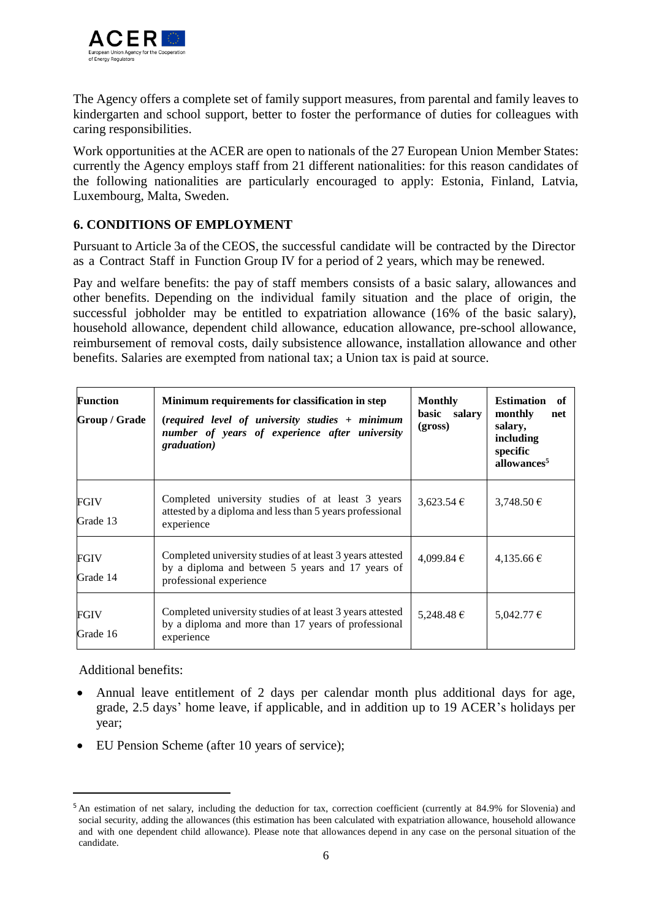The Agency offers a complete set of family support measures, from parental and family leaves to kindergarten and school support, better to foster the performance of duties for colleagues with caring responsibilities.

Work opportunities at the ACER are open to nationals of the 27 European Union Member States: currently the Agency employs staff from 21 different nationalities: for this reason candidates of the following nationalities are particularly encouraged to apply: Estonia, Finland, Latvia, Luxembourg, Malta, Sweden.

## 6. CONDITIONS OF EMPLOYMENT

Pursuant to Article 3a of the CEOS, the successful candidate will be contracted by the Director as a Contract Staff in Function Group IV for a period of 2 years, which may be renewed.

Pay and welfare benefits: the pay of staff members consists of a basic salary, allowances and other benefits. Depending on the individual family situation and the place of origin, the successful jobholder may be entitled to expatriation allowance (16% of the basic salary), household allowance, dependent child allowance, education allowance, pre-school allowance, reimbursement of removal costs, daily subsistence allowance, installation allowance and other benefits. Salaries are exempted from national tax; a Union tax is paid at source.

| **Function Group / Grade** | **Minimum requirements for classification in step** (*required level of university studies + minimum number of years of experience after university graduation*) | **Monthly basic salary (gross)** | **Estimation of monthly net salary, including specific allowances**[5] |
|---|---|---|---|
| FGIV Grade 13 | Completed university studies of at least 3 years attested by a diploma and less than 5 years professional experience | 3,623.54 € | 3,748.50 € |
| FGIV Grade 14 | Completed university studies of at least 3 years attested by a diploma and between 5 years and 17 years of professional experience | 4,099.84 € | 4,135.66 € |
| FGIV Grade 16 | Completed university studies of at least 3 years attested by a diploma and more than 17 years of professional experience | 5,248.48 € | 5,042.77 € |

Additional benefits:

- Annual leave entitlement of 2 days per calendar month plus additional days for age, grade, 2.5 days' home leave, if applicable, and in addition up to 19 ACER's holidays per year;
- EU Pension Scheme (after 10 years of service);

[5] An estimation of net salary, including the deduction for tax, correction coefficient (currently at 84.9% for Slovenia) and social security, adding the allowances (this estimation has been calculated with expatriation allowance, household allowance and with one dependent child allowance). Please note that allowances depend in any case on the personal situation of the candidate.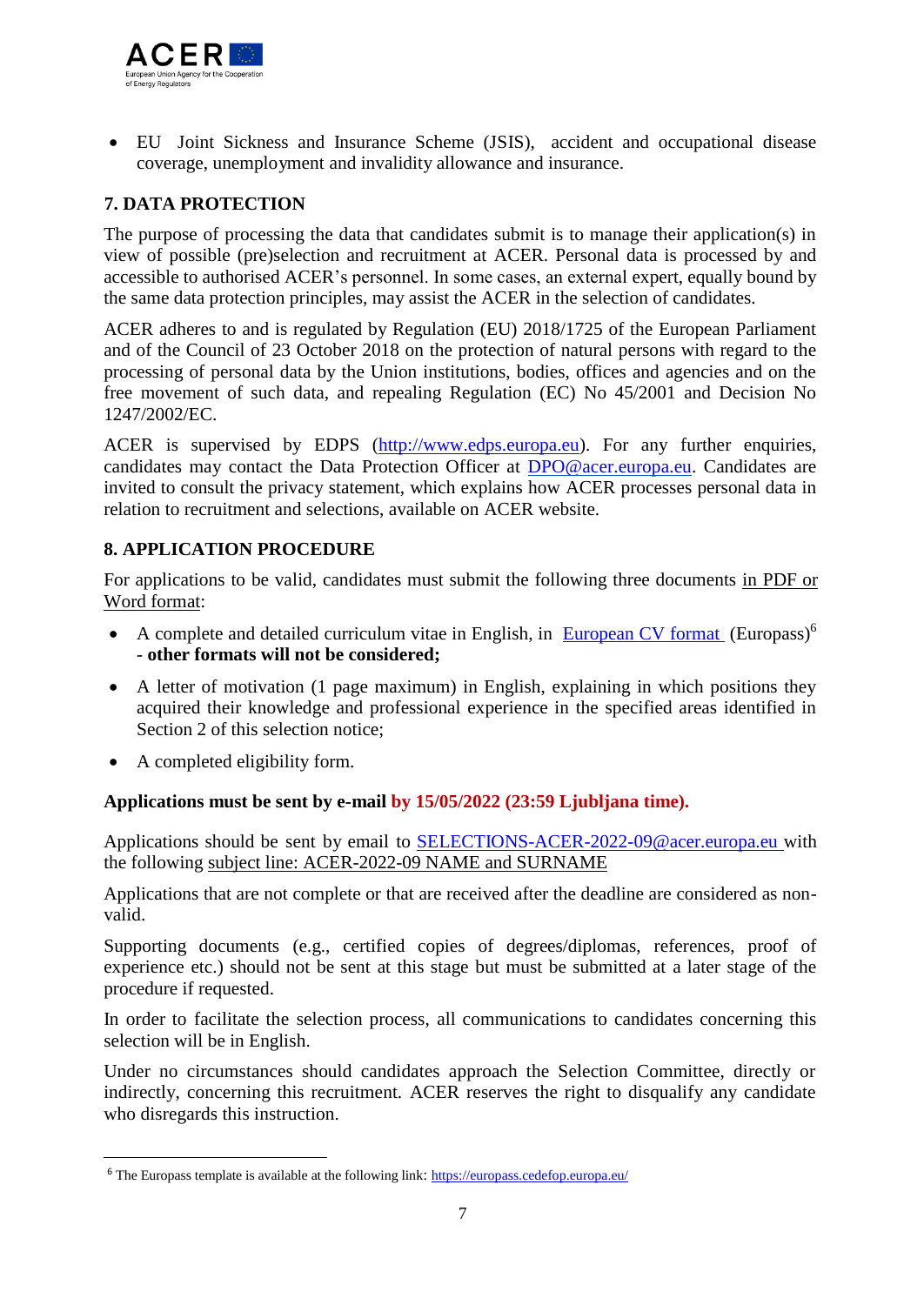- EU Joint Sickness and Insurance Scheme (JSIS), accident and occupational disease coverage, unemployment and invalidity allowance and insurance.

## 7. DATA PROTECTION

The purpose of processing the data that candidates submit is to manage their application(s) in view of possible (pre)selection and recruitment at ACER. Personal data is processed by and accessible to authorised ACER's personnel. In some cases, an external expert, equally bound by the same data protection principles, may assist the ACER in the selection of candidates.

ACER adheres to and is regulated by Regulation (EU) 2018/1725 of the European Parliament and of the Council of 23 October 2018 on the protection of natural persons with regard to the processing of personal data by the Union institutions, bodies, offices and agencies and on the free movement of such data, and repealing Regulation (EC) No 45/2001 and Decision No 1247/2002/EC.

ACER is supervised by EDPS (http://www.edps.europa.eu). For any further enquiries, candidates may contact the Data Protection Officer at DPO@acer.europa.eu. Candidates are invited to consult the privacy statement, which explains how ACER processes personal data in relation to recruitment and selections, available on ACER website.

## 8. APPLICATION PROCEDURE

For applications to be valid, candidates must submit the following three documents in PDF or Word format:

- A complete and detailed curriculum vitae in English, in European CV format (Europass)[6] - **other formats will not be considered;**
- A letter of motivation (1 page maximum) in English, explaining in which positions they acquired their knowledge and professional experience in the specified areas identified in Section 2 of this selection notice;
- A completed eligibility form.

**Applications must be sent by e-mail by 15/05/2022 (23:59 Ljubljana time).**

Applications should be sent by email to SELECTIONS-ACER-2022-09@acer.europa.eu with the following subject line: ACER-2022-09 NAME and SURNAME

Applications that are not complete or that are received after the deadline are considered as non-valid.

Supporting documents (e.g., certified copies of degrees/diplomas, references, proof of experience etc.) should not be sent at this stage but must be submitted at a later stage of the procedure if requested.

In order to facilitate the selection process, all communications to candidates concerning this selection will be in English.

Under no circumstances should candidates approach the Selection Committee, directly or indirectly, concerning this recruitment. ACER reserves the right to disqualify any candidate who disregards this instruction.

---

[6] The Europass template is available at the following link: https://europass.cedefop.europa.eu/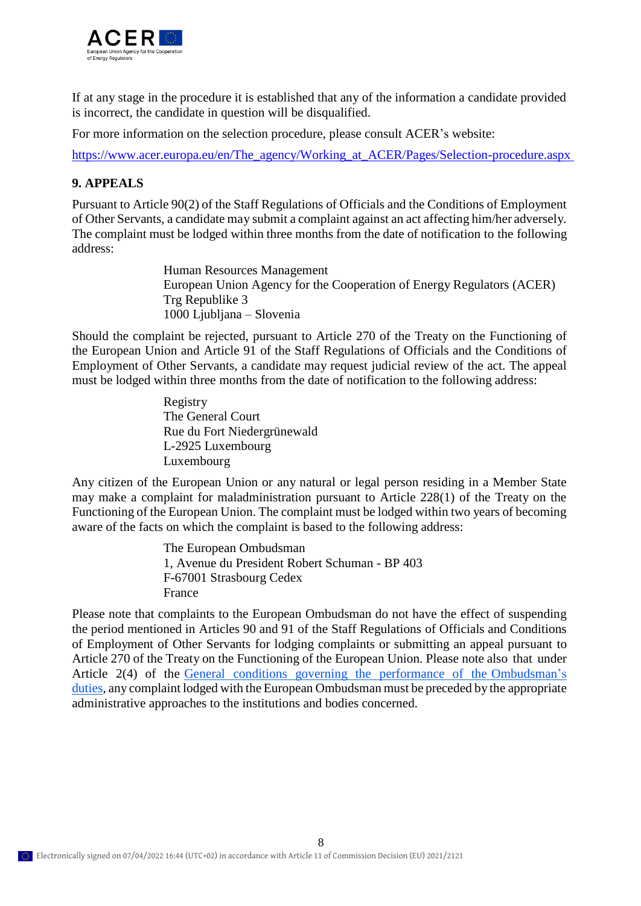If at any stage in the procedure it is established that any of the information a candidate provided is incorrect, the candidate in question will be disqualified.

For more information on the selection procedure, please consult ACER's website:

https://www.acer.europa.eu/en/The_agency/Working_at_ACER/Pages/Selection-procedure.aspx

## 9. APPEALS

Pursuant to Article 90(2) of the Staff Regulations of Officials and the Conditions of Employment of Other Servants, a candidate may submit a complaint against an act affecting him/her adversely. The complaint must be lodged within three months from the date of notification to the following address:

Human Resources Management
European Union Agency for the Cooperation of Energy Regulators (ACER)
Trg Republike 3
1000 Ljubljana – Slovenia

Should the complaint be rejected, pursuant to Article 270 of the Treaty on the Functioning of the European Union and Article 91 of the Staff Regulations of Officials and the Conditions of Employment of Other Servants, a candidate may request judicial review of the act. The appeal must be lodged within three months from the date of notification to the following address:

Registry
The General Court
Rue du Fort Niedergrünewald
L-2925 Luxembourg
Luxembourg

Any citizen of the European Union or any natural or legal person residing in a Member State may make a complaint for maladministration pursuant to Article 228(1) of the Treaty on the Functioning of the European Union. The complaint must be lodged within two years of becoming aware of the facts on which the complaint is based to the following address:

The European Ombudsman
1, Avenue du President Robert Schuman - BP 403
F-67001 Strasbourg Cedex
France

Please note that complaints to the European Ombudsman do not have the effect of suspending the period mentioned in Articles 90 and 91 of the Staff Regulations of Officials and Conditions of Employment of Other Servants for lodging complaints or submitting an appeal pursuant to Article 270 of the Treaty on the Functioning of the European Union. Please note also that under Article 2(4) of the General conditions governing the performance of the Ombudsman's duties, any complaint lodged with the European Ombudsman must be preceded by the appropriate administrative approaches to the institutions and bodies concerned.

Electronically signed on 07/04/2022 16:44 (UTC+02) in accordance with Article 11 of Commission Decision (EU) 2021/2121